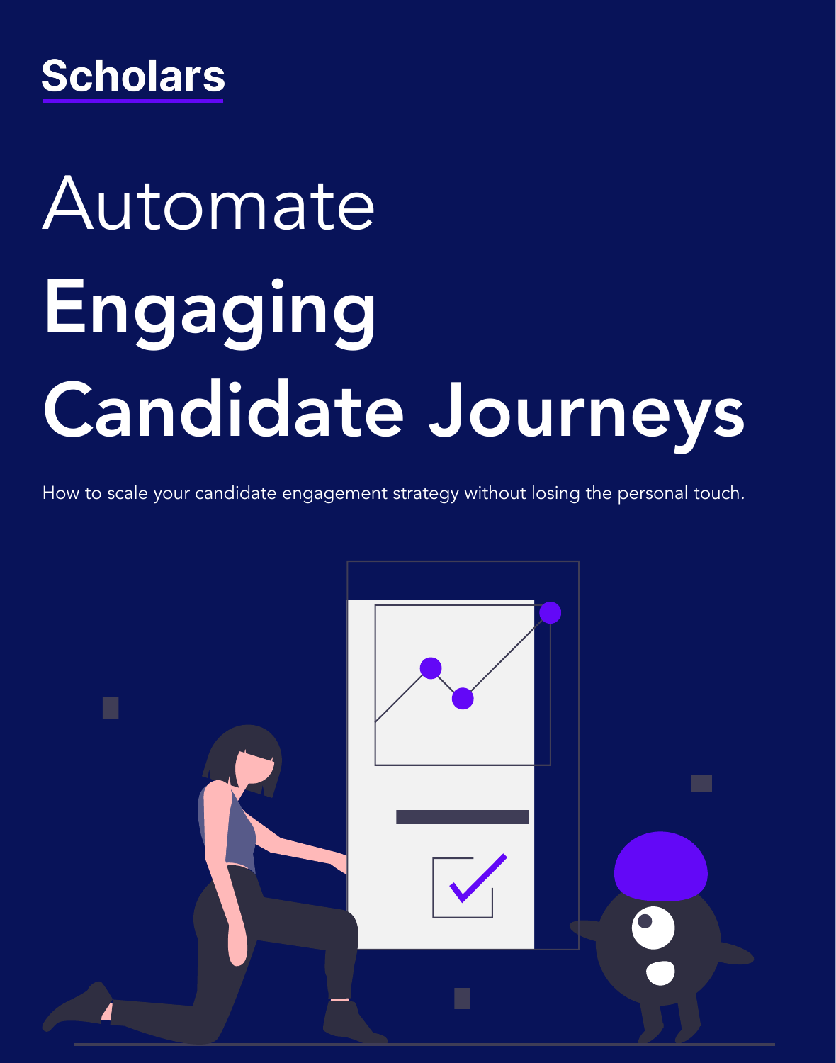Scholars

# Automate **Engaging Candidate Journeys**

How to scale your candidate engagement strategy without losing the personal touch.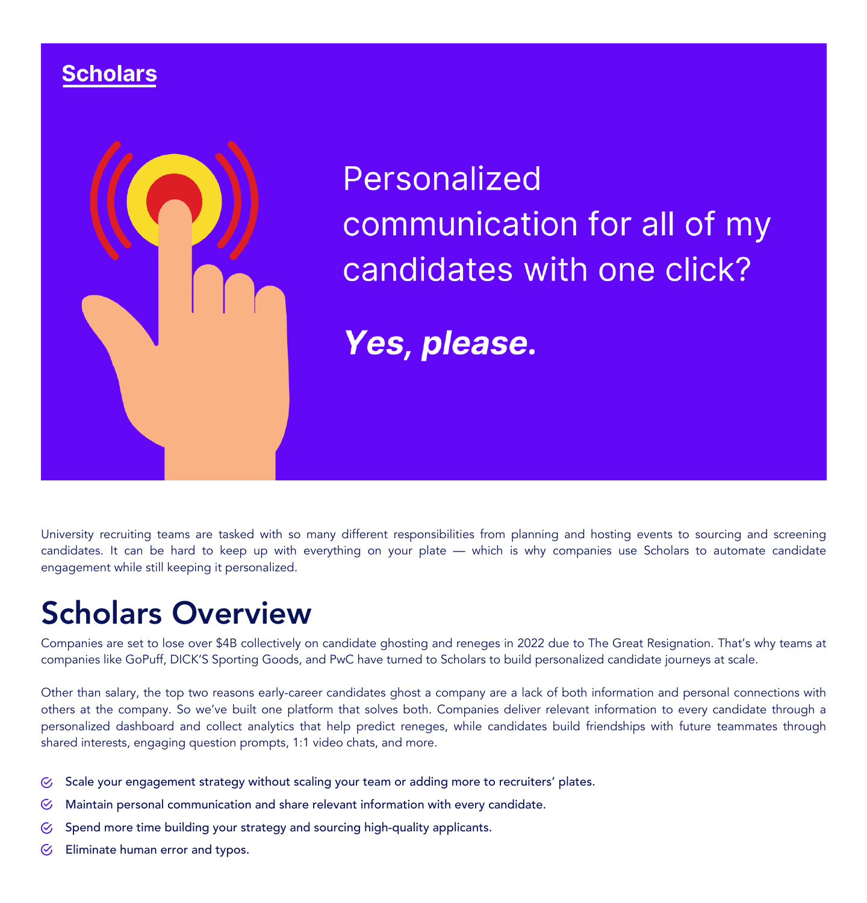**Scholars**

Personalized communication for all of my candidates with one click?

***Yes, please.***

University recruiting teams are tasked with so many different responsibilities from planning and hosting events to sourcing and screening candidates. It can be hard to keep up with everything on your plate — which is why companies use Scholars to automate candidate engagement while still keeping it personalized.

# Scholars Overview

Companies are set to lose over $4B collectively on candidate ghosting and reneges in 2022 due to The Great Resignation. That's why teams at companies like GoPuff, DICK'S Sporting Goods, and PwC have turned to Scholars to build personalized candidate journeys at scale.

Other than salary, the top two reasons early-career candidates ghost a company are a lack of both information and personal connections with others at the company. So we've built one platform that solves both. Companies deliver relevant information to every candidate through a personalized dashboard and collect analytics that help predict reneges, while candidates build friendships with future teammates through shared interests, engaging question prompts, 1:1 video chats, and more.

- Scale your engagement strategy without scaling your team or adding more to recruiters' plates.
- Maintain personal communication and share relevant information with every candidate.
- Spend more time building your strategy and sourcing high-quality applicants.
- Eliminate human error and typos.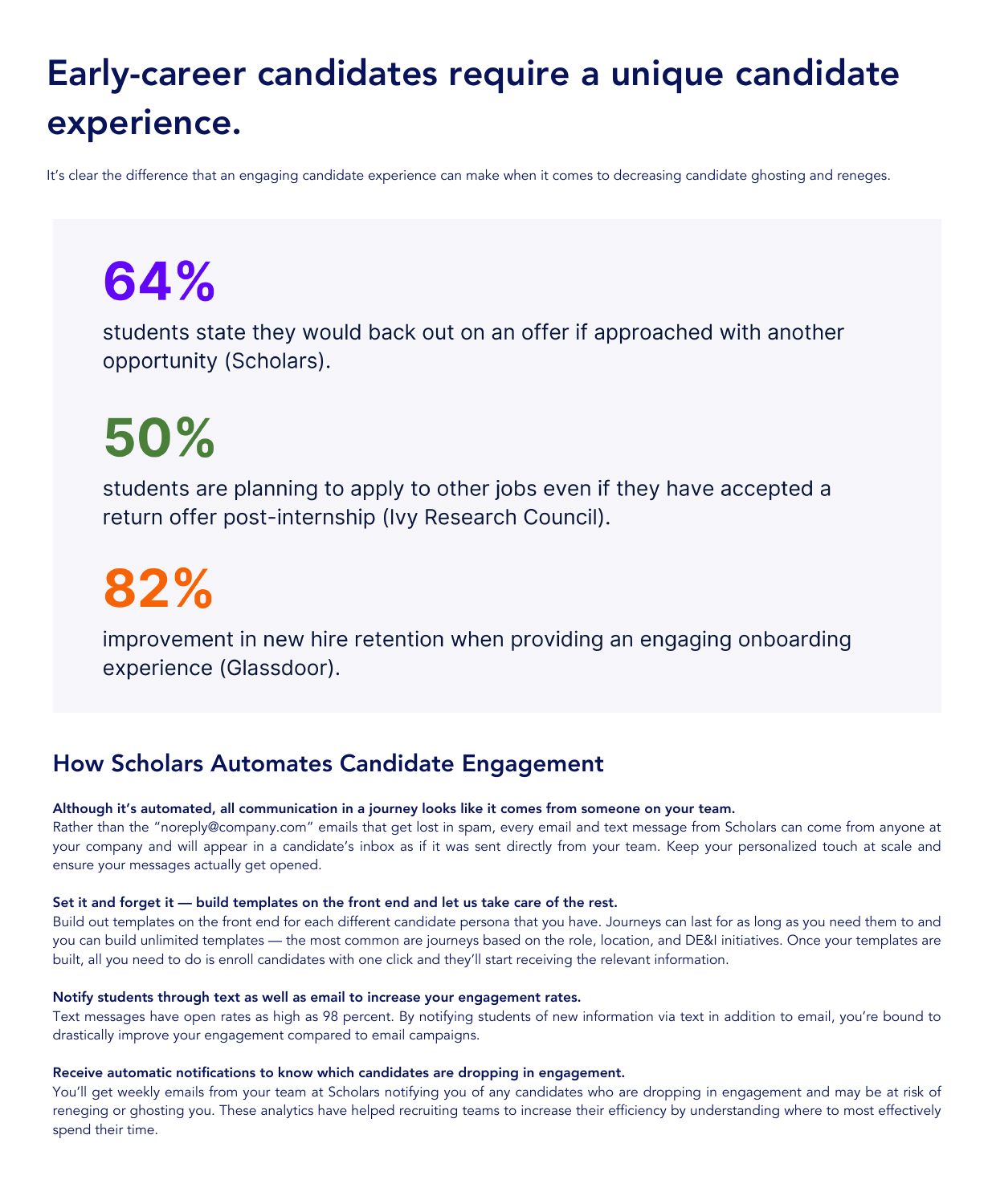# Early-career candidates require a unique candidate experience.

It's clear the difference that an engaging candidate experience can make when it comes to decreasing candidate ghosting and reneges.

**64%**

students state they would back out on an offer if approached with another opportunity (Scholars).

**50%**

students are planning to apply to other jobs even if they have accepted a return offer post-internship (Ivy Research Council).

**82%**

improvement in new hire retention when providing an engaging onboarding experience (Glassdoor).

## How Scholars Automates Candidate Engagement

**Although it's automated, all communication in a journey looks like it comes from someone on your team.**
Rather than the "noreply@company.com" emails that get lost in spam, every email and text message from Scholars can come from anyone at your company and will appear in a candidate's inbox as if it was sent directly from your team. Keep your personalized touch at scale and ensure your messages actually get opened.

**Set it and forget it — build templates on the front end and let us take care of the rest.**
Build out templates on the front end for each different candidate persona that you have. Journeys can last for as long as you need them to and you can build unlimited templates — the most common are journeys based on the role, location, and DE&I initiatives. Once your templates are built, all you need to do is enroll candidates with one click and they'll start receiving the relevant information.

**Notify students through text as well as email to increase your engagement rates.**
Text messages have open rates as high as 98 percent. By notifying students of new information via text in addition to email, you're bound to drastically improve your engagement compared to email campaigns.

**Receive automatic notifications to know which candidates are dropping in engagement.**
You'll get weekly emails from your team at Scholars notifying you of any candidates who are dropping in engagement and may be at risk of reneging or ghosting you. These analytics have helped recruiting teams to increase their efficiency by understanding where to most effectively spend their time.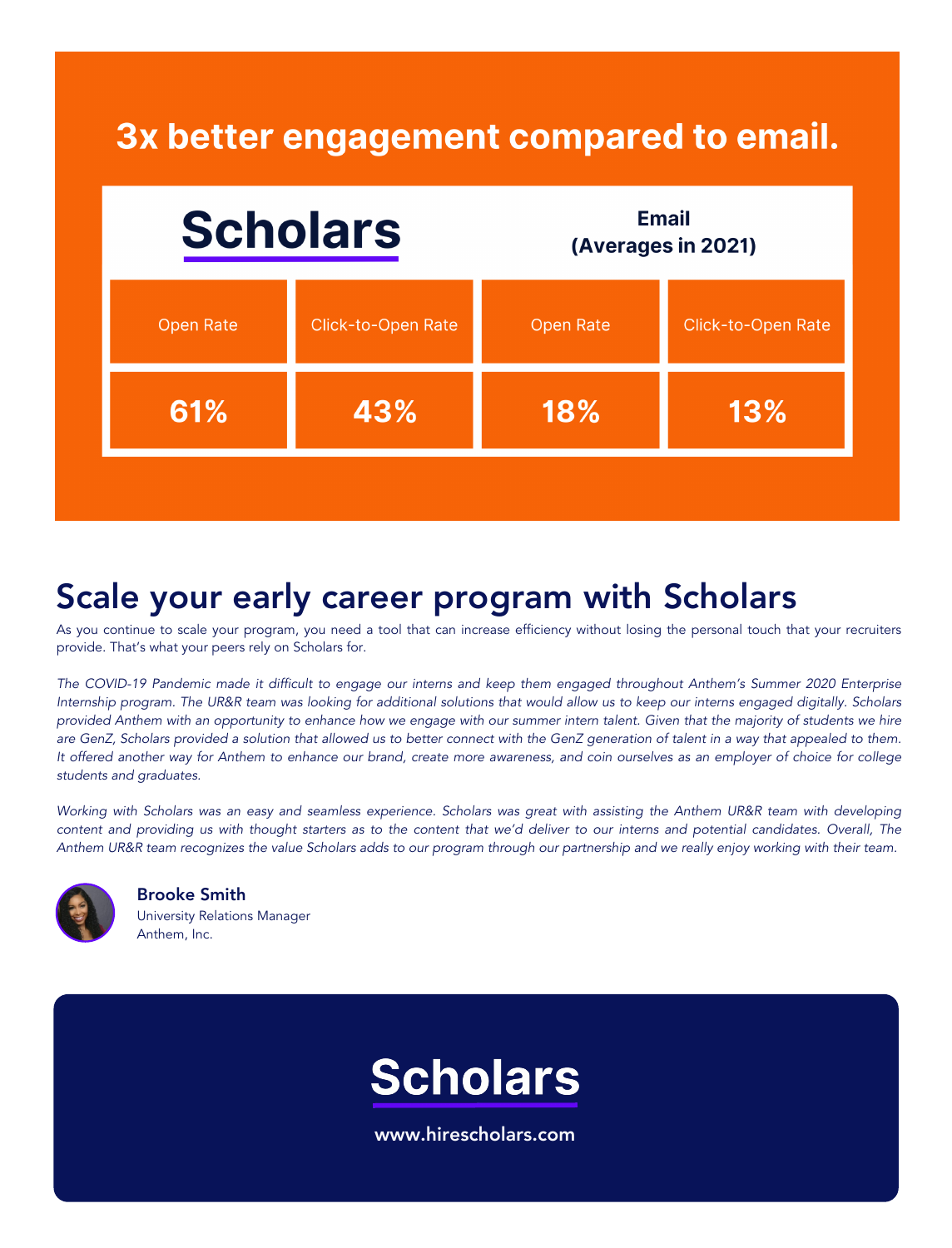# 3x better engagement compared to email.

| Scholars | | Email (Averages in 2021) | |
|---|---|---|---|
| Open Rate | Click-to-Open Rate | Open Rate | Click-to-Open Rate |
| 61% | 43% | 18% | 13% |

## Scale your early career program with Scholars

As you continue to scale your program, you need a tool that can increase efficiency without losing the personal touch that your recruiters provide. That's what your peers rely on Scholars for.

*The COVID-19 Pandemic made it difficult to engage our interns and keep them engaged throughout Anthem's Summer 2020 Enterprise Internship program. The UR&R team was looking for additional solutions that would allow us to keep our interns engaged digitally. Scholars provided Anthem with an opportunity to enhance how we engage with our summer intern talent. Given that the majority of students we hire are GenZ, Scholars provided a solution that allowed us to better connect with the GenZ generation of talent in a way that appealed to them. It offered another way for Anthem to enhance our brand, create more awareness, and coin ourselves as an employer of choice for college students and graduates.*

*Working with Scholars was an easy and seamless experience. Scholars was great with assisting the Anthem UR&R team with developing content and providing us with thought starters as to the content that we'd deliver to our interns and potential candidates. Overall, The Anthem UR&R team recognizes the value Scholars adds to our program through our partnership and we really enjoy working with their team.*

**Brooke Smith**
University Relations Manager
Anthem, Inc.

**Scholars**

www.hirescholars.com